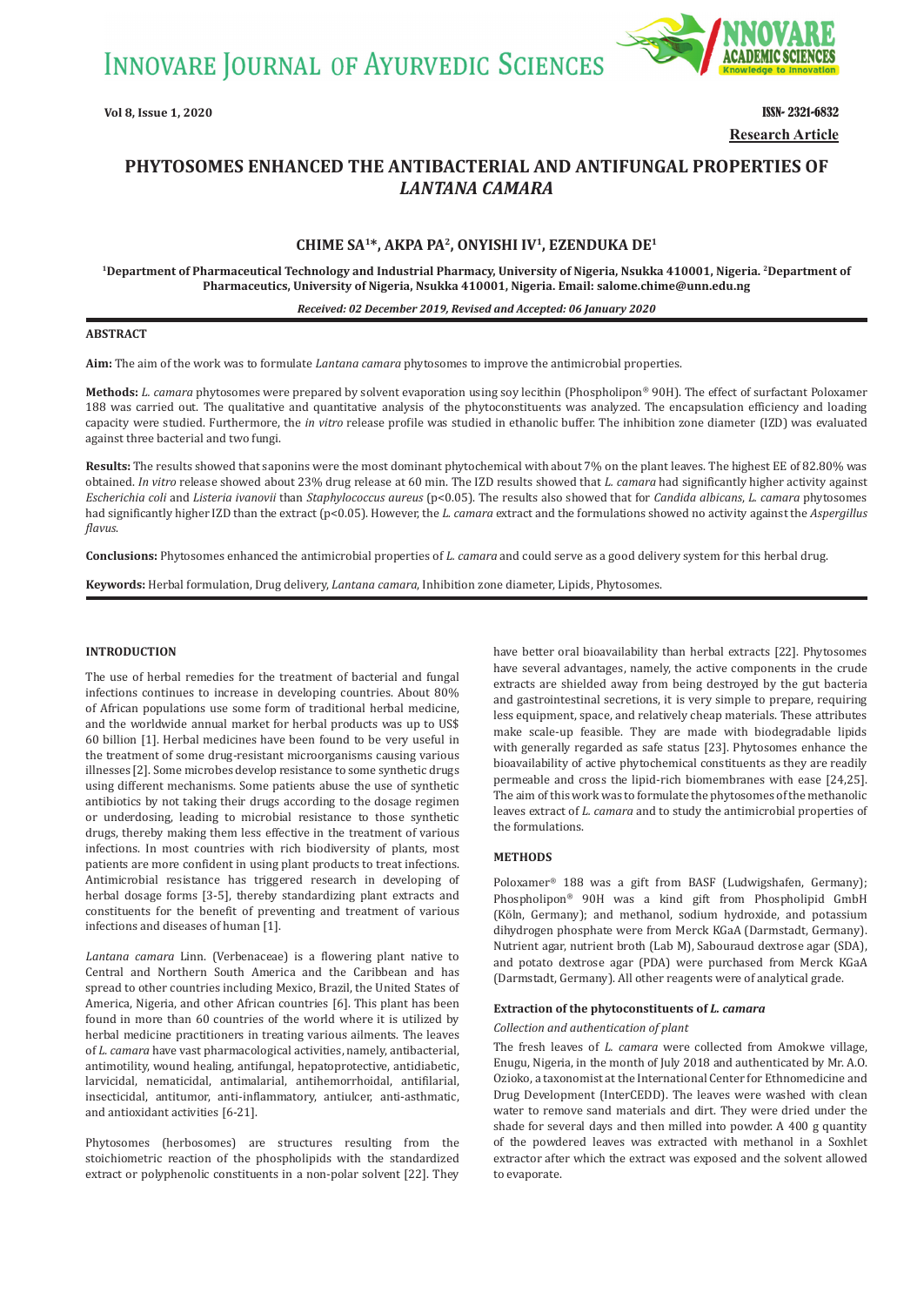# PHYTOSOMES ENHANCED THE ANTIBACTERIAL AND ANTIFUNGAL PROPERTIES OF *LANTANA CAMARA*

**Research Article**

**CHIME SA[1]*, AKPA PA[2], ONYISHI IV[1], EZENDUKA DE[1]**

[1]Department of Pharmaceutical Technology and Industrial Pharmacy, University of Nigeria, Nsukka 410001, Nigeria. [2]Department of Pharmaceutics, University of Nigeria, Nsukka 410001, Nigeria. Email: salome.chime@unn.edu.ng

*Received: 02 December 2019, Revised and Accepted: 06 January 2020*

## ABSTRACT

**Aim:** The aim of the work was to formulate *Lantana camara* phytosomes to improve the antimicrobial properties.

**Methods:** *L. camara* phytosomes were prepared by solvent evaporation using soy lecithin (Phospholipon® 90H). The effect of surfactant Poloxamer 188 was carried out. The qualitative and quantitative analysis of the phytoconstituents was analyzed. The encapsulation efficiency and loading capacity were studied. Furthermore, the *in vitro* release profile was studied in ethanolic buffer. The inhibition zone diameter (IZD) was evaluated against three bacterial and two fungi.

**Results:** The results showed that saponins were the most dominant phytochemical with about 7% on the plant leaves. The highest EE of 82.80% was obtained. *In vitro* release showed about 23% drug release at 60 min. The IZD results showed that *L. camara* had significantly higher activity against *Escherichia coli* and *Listeria ivanovii* than *Staphylococcus aureus* ($p<0.05$). The results also showed that for *Candida albicans*, *L. camara* phytosomes had significantly higher IZD than the extract ($p<0.05$). However, the *L. camara* extract and the formulations showed no activity against the *Aspergillus flavus*.

**Conclusions:** Phytosomes enhanced the antimicrobial properties of *L. camara* and could serve as a good delivery system for this herbal drug.

**Keywords:** Herbal formulation, Drug delivery, *Lantana camara*, Inhibition zone diameter, Lipids, Phytosomes.

## INTRODUCTION

The use of herbal remedies for the treatment of bacterial and fungal infections continues to increase in developing countries. About 80% of African populations use some form of traditional herbal medicine, and the worldwide annual market for herbal products was up to US$ 60 billion [1]. Herbal medicines have been found to be very useful in the treatment of some drug-resistant microorganisms causing various illnesses [2]. Some microbes develop resistance to some synthetic drugs using different mechanisms. Some patients abuse the use of synthetic antibiotics by not taking their drugs according to the dosage regimen or underdosing, leading to microbial resistance to those synthetic drugs, thereby making them less effective in the treatment of various infections. In most countries with rich biodiversity of plants, most patients are more confident in using plant products to treat infections. Antimicrobial resistance has triggered research in developing of herbal dosage forms [3-5], thereby standardizing plant extracts and constituents for the benefit of preventing and treatment of various infections and diseases of human [1].

*Lantana camara* Linn. (Verbenaceae) is a flowering plant native to Central and Northern South America and the Caribbean and has spread to other countries including Mexico, Brazil, the United States of America, Nigeria, and other African countries [6]. This plant has been found in more than 60 countries of the world where it is utilized by herbal medicine practitioners in treating various ailments. The leaves of *L. camara* have vast pharmacological activities, namely, antibacterial, antimotility, wound healing, antifungal, hepatoprotective, antidiabetic, larvicidal, nematicidal, antimalarial, antihemorrhoidal, antifilarial, insecticidal, antitumor, anti-inflammatory, antiulcer, anti-asthmatic, and antioxidant activities [6-21].

Phytosomes (herbosomes) are structures resulting from the stoichiometric reaction of the phospholipids with the standardized extract or polyphenolic constituents in a non-polar solvent [22]. They have better oral bioavailability than herbal extracts [22]. Phytosomes have several advantages, namely, the active components in the crude extracts are shielded away from being destroyed by the gut bacteria and gastrointestinal secretions, it is very simple to prepare, requiring less equipment, space, and relatively cheap materials. These attributes make scale-up feasible. They are made with biodegradable lipids with generally regarded as safe status [23]. Phytosomes enhance the bioavailability of active phytochemical constituents as they are readily permeable and cross the lipid-rich biomembranes with ease [24,25]. The aim of this work was to formulate the phytosomes of the methanolic leaves extract of *L. camara* and to study the antimicrobial properties of the formulations.

## METHODS

Poloxamer® 188 was a gift from BASF (Ludwigshafen, Germany); Phospholipon® 90H was a kind gift from Phospholipid GmbH (Köln, Germany); and methanol, sodium hydroxide, and potassium dihydrogen phosphate were from Merck KGaA (Darmstadt, Germany). Nutrient agar, nutrient broth (Lab M), Sabouraud dextrose agar (SDA), and potato dextrose agar (PDA) were purchased from Merck KGaA (Darmstadt, Germany). All other reagents were of analytical grade.

### Extraction of the phytoconstituents of *L. camara*

*Collection and authentication of plant*

The fresh leaves of *L. camara* were collected from Amokwe village, Enugu, Nigeria, in the month of July 2018 and authenticated by Mr. A.O. Ozioko, a taxonomist at the International Center for Ethnomedicine and Drug Development (InterCEDD). The leaves were washed with clean water to remove sand materials and dirt. They were dried under the shade for several days and then milled into powder. A 400 g quantity of the powdered leaves was extracted with methanol in a Soxhlet extractor after which the extract was exposed and the solvent allowed to evaporate.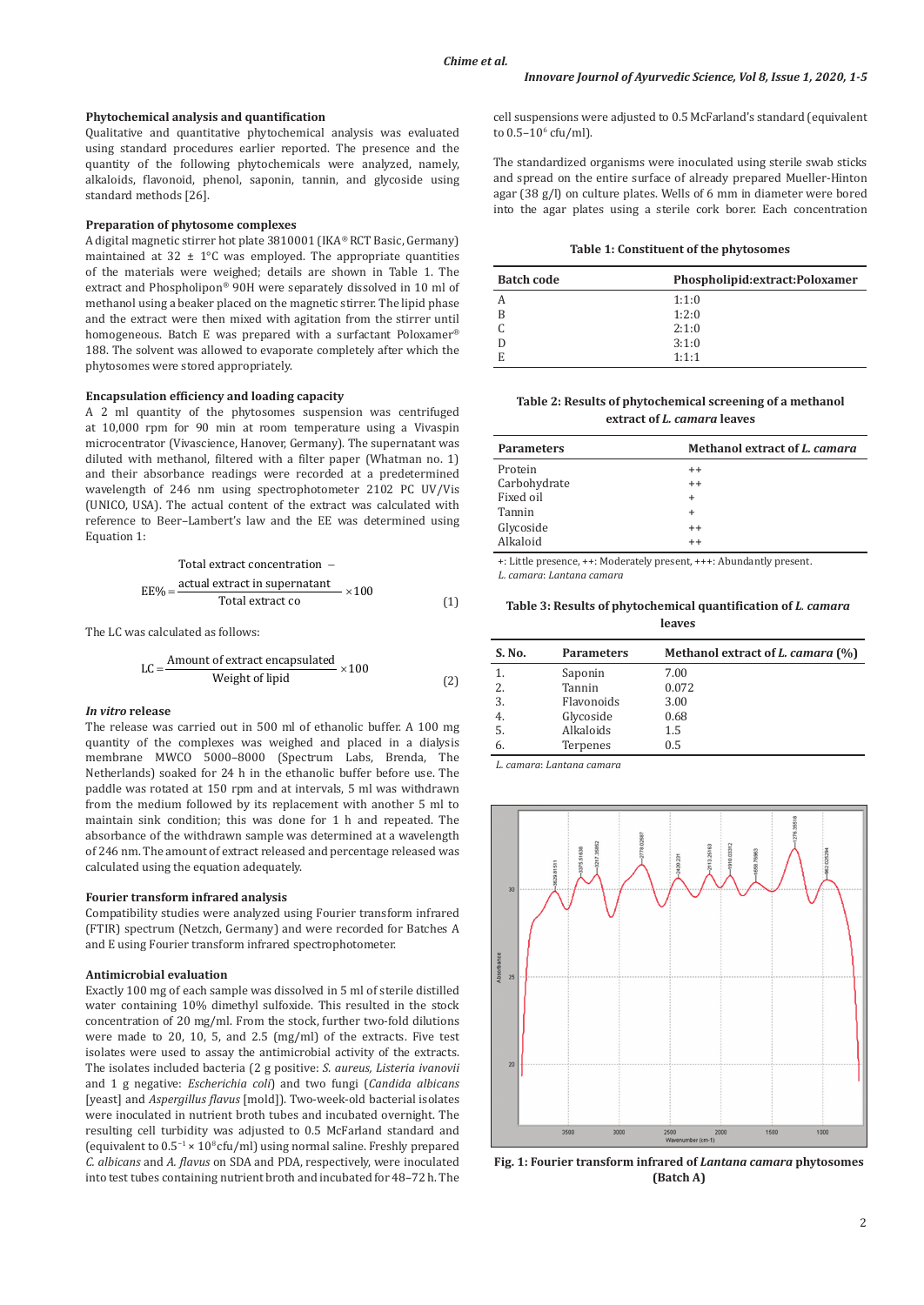### Phytochemical analysis and quantification

Qualitative and quantitative phytochemical analysis was evaluated using standard procedures earlier reported. The presence and the quantity of the following phytochemicals were analyzed, namely, alkaloids, flavonoid, phenol, saponin, tannin, and glycoside using standard methods [26].

### Preparation of phytosome complexes

A digital magnetic stirrer hot plate 3810001 (IKA® RCT Basic, Germany) maintained at 32 ± 1°C was employed. The appropriate quantities of the materials were weighed; details are shown in Table 1. The extract and Phospholipon® 90H were separately dissolved in 10 ml of methanol using a beaker placed on the magnetic stirrer. The lipid phase and the extract were then mixed with agitation from the stirrer until homogeneous. Batch E was prepared with a surfactant Poloxamer® 188. The solvent was allowed to evaporate completely after which the phytosomes were stored appropriately.

### Encapsulation efficiency and loading capacity

A 2 ml quantity of the phytosomes suspension was centrifuged at 10,000 rpm for 90 min at room temperature using a Vivaspin microcentrator (Vivascience, Hanover, Germany). The supernatant was diluted with methanol, filtered with a filter paper (Whatman no. 1) and their absorbance readings were recorded at a predetermined wavelength of 246 nm using spectrophotometer 2102 PC UV/Vis (UNICO, USA). The actual content of the extract was calculated with reference to Beer–Lambert's law and the EE was determined using Equation 1:

$$\text{EE\%} = \frac{\text{Total extract concentration} - \text{actual extract in supernatant}}{\text{Total extract co}} \times 100 \quad (1)$$

The LC was calculated as follows:

$$\text{LC} = \frac{\text{Amount of extract encapsulated}}{\text{Weight of lipid}} \times 100 \quad (2)$$

### *In vitro* release

The release was carried out in 500 ml of ethanolic buffer. A 100 mg quantity of the complexes was weighed and placed in a dialysis membrane MWCO 5000–8000 (Spectrum Labs, Brenda, The Netherlands) soaked for 24 h in the ethanolic buffer before use. The paddle was rotated at 150 rpm and at intervals, 5 ml was withdrawn from the medium followed by its replacement with another 5 ml to maintain sink condition; this was done for 1 h and repeated. The absorbance of the withdrawn sample was determined at a wavelength of 246 nm. The amount of extract released and percentage released was calculated using the equation adequately.

### Fourier transform infrared analysis

Compatibility studies were analyzed using Fourier transform infrared (FTIR) spectrum (Netzch, Germany) and were recorded for Batches A and E using Fourier transform infrared spectrophotometer.

### Antimicrobial evaluation

Exactly 100 mg of each sample was dissolved in 5 ml of sterile distilled water containing 10% dimethyl sulfoxide. This resulted in the stock concentration of 20 mg/ml. From the stock, further two-fold dilutions were made to 20, 10, 5, and 2.5 (mg/ml) of the extracts. Five test isolates were used to assay the antimicrobial activity of the extracts. The isolates included bacteria (2 g positive: *S. aureus, Listeria ivanovii* and 1 g negative: *Escherichia coli*) and two fungi (*Candida albicans* [yeast] and *Aspergillus flavus* [mold]). Two-week-old bacterial isolates were inoculated in nutrient broth tubes and incubated overnight. The resulting cell turbidity was adjusted to 0.5 McFarland standard and (equivalent to $0.5^{-1} \times 10^{8}$ cfu/ml) using normal saline. Freshly prepared *C. albicans* and *A. flavus* on SDA and PDA, respectively, were inoculated into test tubes containing nutrient broth and incubated for 48–72 h. The cell suspensions were adjusted to 0.5 McFarland's standard (equivalent to $0.5–10^{6}$ cfu/ml).

The standardized organisms were inoculated using sterile swab sticks and spread on the entire surface of already prepared Mueller-Hinton agar (38 g/l) on culture plates. Wells of 6 mm in diameter were bored into the agar plates using a sterile cork borer. Each concentration

**Table 1: Constituent of the phytosomes**

| Batch code | Phospholipid:extract:Poloxamer |
|---|---|
| A | 1:1:0 |
| B | 1:2:0 |
| C | 2:1:0 |
| D | 3:1:0 |
| E | 1:1:1 |

**Table 2: Results of phytochemical screening of a methanol extract of *L. camara* leaves**

| Parameters | Methanol extract of *L. camara* |
|---|---|
| Protein | ++ |
| Carbohydrate | ++ |
| Fixed oil | + |
| Tannin | + |
| Glycoside | ++ |
| Alkaloid | ++ |

+: Little presence, ++: Moderately present, +++: Abundantly present.
*L. camara*: *Lantana camara*

**Table 3: Results of phytochemical quantification of *L. camara* leaves**

| S. No. | Parameters | Methanol extract of *L. camara* (%) |
|---|---|---|
| 1. | Saponin | 7.00 |
| 2. | Tannin | 0.072 |
| 3. | Flavonoids | 3.00 |
| 4. | Glycoside | 0.68 |
| 5. | Alkaloids | 1.5 |
| 6. | Terpenes | 0.5 |

*L. camara*: *Lantana camara*

**Fig. 1: Fourier transform infrared of *Lantana camara* phytosomes (Batch A)**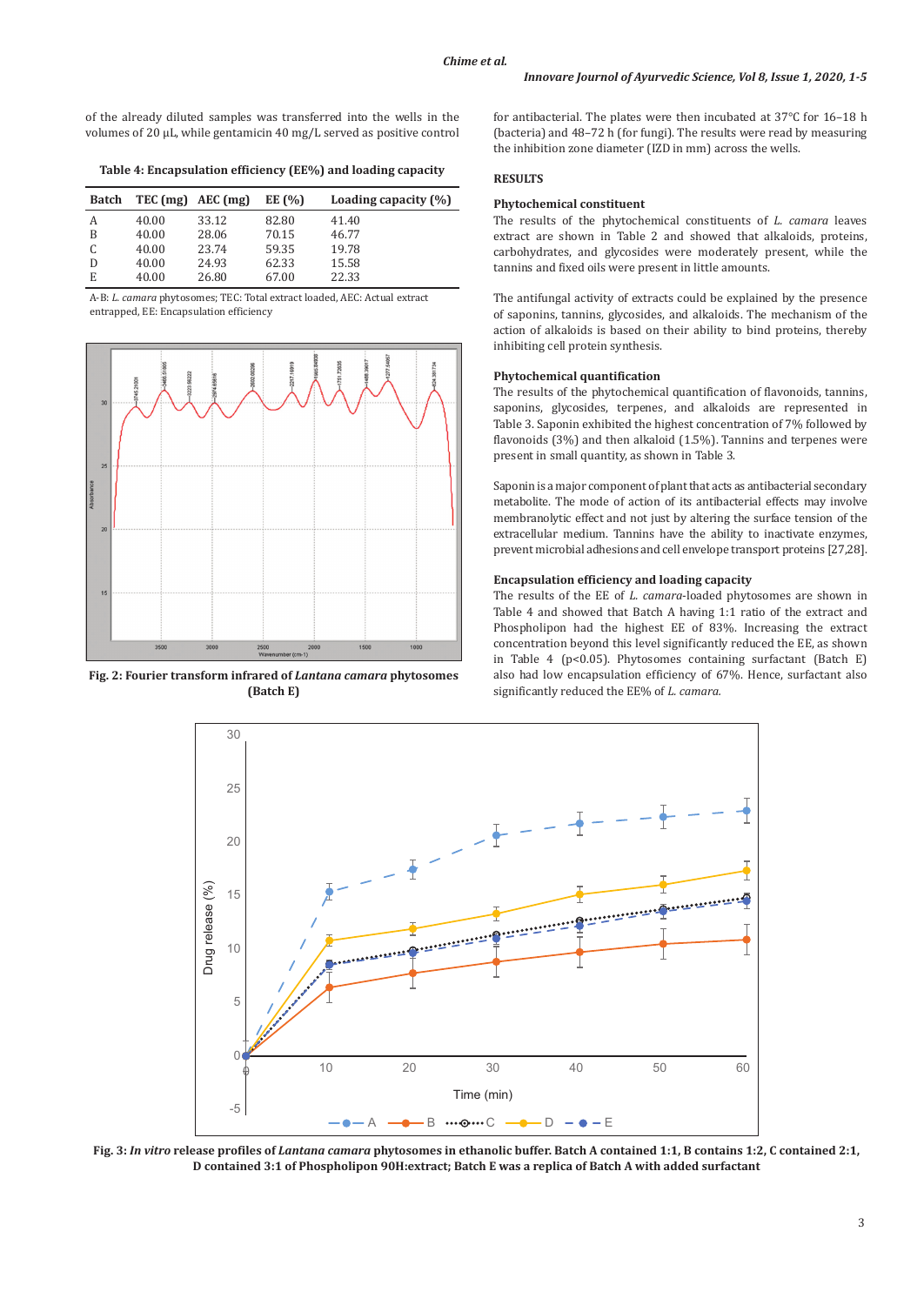of the already diluted samples was transferred into the wells in the volumes of 20 µL, while gentamicin 40 mg/L served as positive control for antibacterial. The plates were then incubated at 37°C for 16–18 h (bacteria) and 48–72 h (for fungi). The results were read by measuring the inhibition zone diameter (IZD in mm) across the wells.

**Table 4: Encapsulation efficiency (EE%) and loading capacity**

| Batch | TEC (mg) | AEC (mg) | EE (%) | Loading capacity (%) |
|---|---|---|---|---|
| A | 40.00 | 33.12 | 82.80 | 41.40 |
| B | 40.00 | 28.06 | 70.15 | 46.77 |
| C | 40.00 | 23.74 | 59.35 | 19.78 |
| D | 40.00 | 24.93 | 62.33 | 15.58 |
| E | 40.00 | 26.80 | 67.00 | 22.33 |

A-B: *L. camara* phytosomes; TEC: Total extract loaded, AEC: Actual extract entrapped, EE: Encapsulation efficiency

**Fig. 2: Fourier transform infrared of *Lantana camara* phytosomes (Batch E)**

## RESULTS

### Phytochemical constituent

The results of the phytochemical constituents of *L. camara* leaves extract are shown in Table 2 and showed that alkaloids, proteins, carbohydrates, and glycosides were moderately present, while the tannins and fixed oils were present in little amounts.

The antifungal activity of extracts could be explained by the presence of saponins, tannins, glycosides, and alkaloids. The mechanism of the action of alkaloids is based on their ability to bind proteins, thereby inhibiting cell protein synthesis.

### Phytochemical quantification

The results of the phytochemical quantification of flavonoids, tannins, saponins, glycosides, terpenes, and alkaloids are represented in Table 3. Saponin exhibited the highest concentration of 7% followed by flavonoids (3%) and then alkaloid (1.5%). Tannins and terpenes were present in small quantity, as shown in Table 3.

Saponin is a major component of plant that acts as antibacterial secondary metabolite. The mode of action of its antibacterial effects may involve membranolytic effect and not just by altering the surface tension of the extracellular medium. Tannins have the ability to inactivate enzymes, prevent microbial adhesions and cell envelope transport proteins [27,28].

### Encapsulation efficiency and loading capacity

The results of the EE of *L. camara*-loaded phytosomes are shown in Table 4 and showed that Batch A having 1:1 ratio of the extract and Phospholipon had the highest EE of 83%. Increasing the extract concentration beyond this level significantly reduced the EE, as shown in Table 4 ($p<0.05$). Phytosomes containing surfactant (Batch E) also had low encapsulation efficiency of 67%. Hence, surfactant also significantly reduced the EE% of *L. camara*.

**Fig. 3: *In vitro* release profiles of *Lantana camara* phytosomes in ethanolic buffer. Batch A contained 1:1, B contains 1:2, C contained 2:1, D contained 3:1 of Phospholipon 90H:extract; Batch E was a replica of Batch A with added surfactant**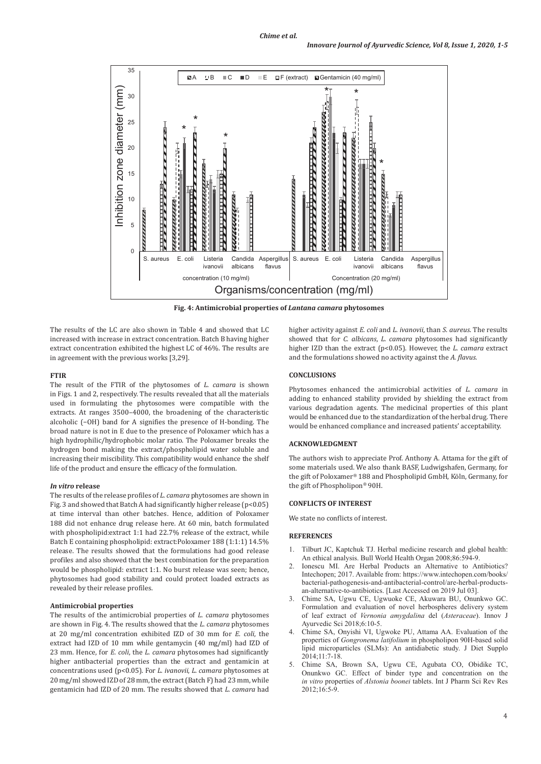Fig. 4: Antimicrobial properties of *Lantana camara* phytosomes

The results of the LC are also shown in Table 4 and showed that LC increased with increase in extract concentration. Batch B having higher extract concentration exhibited the highest LC of 46%. The results are in agreement with the previous works [3,29].

#### FTIR

The result of the FTIR of the phytosomes of *L. camara* is shown in Figs. 1 and 2, respectively. The results revealed that all the materials used in formulating the phytosomes were compatible with the extracts. At ranges 3500–4000, the broadening of the characteristic alcoholic (–OH) band for A signifies the presence of H-bonding. The broad nature is not in E due to the presence of Poloxamer which has a high hydrophilic/hydrophobic molar ratio. The Poloxamer breaks the hydrogen bond making the extract/phospholipid water soluble and increasing their miscibility. This compatibility would enhance the shelf life of the product and ensure the efficacy of the formulation.

#### *In vitro* release

The results of the release profiles of *L. camara* phytosomes are shown in Fig. 3 and showed that Batch A had significantly higher release ($p<0.05$) at time interval than other batches. Hence, addition of Poloxamer 188 did not enhance drug release here. At 60 min, batch formulated with phospholipid:extract 1:1 had 22.7% release of the extract, while Batch E containing phospholipid: extract:Poloxamer 188 (1:1:1) 14.5% release. The results showed that the formulations had good release profiles and also showed that the best combination for the preparation would be phospholipid: extract 1:1. No burst release was seen; hence, phytosomes had good stability and could protect loaded extracts as revealed by their release profiles.

#### Antimicrobial properties

The results of the antimicrobial properties of *L. camara* phytosomes are shown in Fig. 4. The results showed that the *L. camara* phytosomes at 20 mg/ml concentration exhibited IZD of 30 mm for *E. coli*, the extract had IZD of 10 mm while gentamycin (40 mg/ml) had IZD of 23 mm. Hence, for *E. coli*, the *L. camara* phytosomes had significantly higher antibacterial properties than the extract and gentamicin at concentrations used ($p<0.05$). For *L. ivanovii*, *L. camara* phytosomes at 20 mg/ml showed IZD of 28 mm, the extract (Batch F) had 23 mm, while gentamicin had IZD of 20 mm. The results showed that *L. camara* had higher activity against *E. coli* and *L. ivanovii*, than *S. aureus*. The results showed that for *C. albicans*, *L. camara* phytosomes had significantly higher IZD than the extract ($p<0.05$). However, the *L. camara* extract and the formulations showed no activity against the *A. flavus.*

#### CONCLUSIONS

Phytosomes enhanced the antimicrobial activities of *L. camara* in adding to enhanced stability provided by shielding the extract from various degradation agents. The medicinal properties of this plant would be enhanced due to the standardization of the herbal drug. There would be enhanced compliance and increased patients' acceptability.

#### ACKNOWLEDGMENT

The authors wish to appreciate Prof. Anthony A. Attama for the gift of some materials used. We also thank BASF, Ludwigshafen, Germany, for the gift of Poloxamer® 188 and Phospholipid GmbH, Köln, Germany, for the gift of Phospholipon® 90H.

#### CONFLICTS OF INTEREST

We state no conflicts of interest.

#### REFERENCES

1. Tilburt JC, Kaptchuk TJ. Herbal medicine research and global health: An ethical analysis. Bull World Health Organ 2008;86:594-9.
2. Ionescu MI. Are Herbal Products an Alternative to Antibiotics? Intechopen; 2017. Available from: https://www.intechopen.com/books/bacterial-pathogenesis-and-antibacterial-control/are-herbal-products-an-alternative-to-antibiotics. [Last Accessed on 2019 Jul 03].
3. Chime SA, Ugwu CE, Ugwuoke CE, Akuwara BU, Onunkwo GC. Formulation and evaluation of novel herbospheres delivery system of leaf extract of *Vernonia amygdalina* del (*Asteraceae*). Innov J Ayurvedic Sci 2018;6:10-5.
4. Chime SA, Onyishi VI, Ugwoke PU, Attama AA. Evaluation of the properties of *Gongronema latifolium* in phospholipon 90H-based solid lipid microparticles (SLMs): An antidiabetic study. J Diet Supplo 2014;11:7-18.
5. Chime SA, Brown SA, Ugwu CE, Agubata CO, Obidike TC, Onunkwo GC. Effect of binder type and concentration on the *in vitro* properties of *Alstonia boonei* tablets. Int J Pharm Sci Rev Res 2012;16:5-9.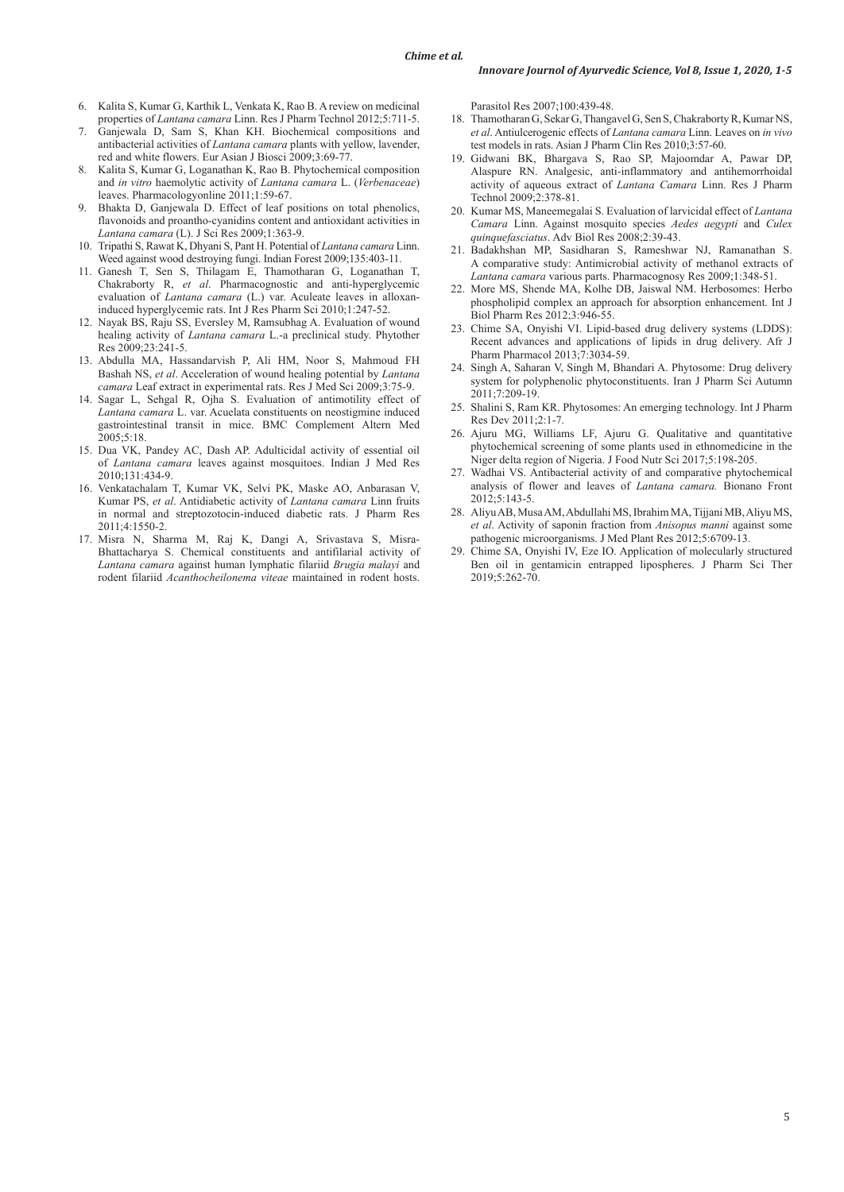6. Kalita S, Kumar G, Karthik L, Venkata K, Rao B. A review on medicinal properties of *Lantana camara* Linn. Res J Pharm Technol 2012;5:711-5.
7. Ganjewala D, Sam S, Khan KH. Biochemical compositions and antibacterial activities of *Lantana camara* plants with yellow, lavender, red and white flowers. Eur Asian J Biosci 2009;3:69-77.
8. Kalita S, Kumar G, Loganathan K, Rao B. Phytochemical composition and *in vitro* haemolytic activity of *Lantana camara* L. (*Verbenaceae*) leaves. Pharmacologyonline 2011;1:59-67.
9. Bhakta D, Ganjewala D. Effect of leaf positions on total phenolics, flavonoids and proantho-cyanidins content and antioxidant activities in *Lantana camara* (L). J Sci Res 2009;1:363-9.
10. Tripathi S, Rawat K, Dhyani S, Pant H. Potential of *Lantana camara* Linn. Weed against wood destroying fungi. Indian Forest 2009;135:403-11.
11. Ganesh T, Sen S, Thilagam E, Thamotharan G, Loganathan T, Chakraborty R, *et al*. Pharmacognostic and anti-hyperglycemic evaluation of *Lantana camara* (L.) var. Aculeate leaves in alloxan-induced hyperglycemic rats. Int J Res Pharm Sci 2010;1:247-52.
12. Nayak BS, Raju SS, Eversley M, Ramsubhag A. Evaluation of wound healing activity of *Lantana camara* L.-a preclinical study. Phytother Res 2009;23:241-5.
13. Abdulla MA, Hassandarvish P, Ali HM, Noor S, Mahmoud FH Bashah NS, *et al*. Acceleration of wound healing potential by *Lantana camara* Leaf extract in experimental rats. Res J Med Sci 2009;3:75-9.
14. Sagar L, Sehgal R, Ojha S. Evaluation of antimotility effect of *Lantana camara* L. var. Acuelata constituents on neostigmine induced gastrointestinal transit in mice. BMC Complement Altern Med 2005;5:18.
15. Dua VK, Pandey AC, Dash AP. Adulticidal activity of essential oil of *Lantana camara* leaves against mosquitoes. Indian J Med Res 2010;131:434-9.
16. Venkatachalam T, Kumar VK, Selvi PK, Maske AO, Anbarasan V, Kumar PS, *et al*. Antidiabetic activity of *Lantana camara* Linn fruits in normal and streptozotocin-induced diabetic rats. J Pharm Res 2011;4:1550-2.
17. Misra N, Sharma M, Raj K, Dangi A, Srivastava S, Misra-Bhattacharya S. Chemical constituents and antifilarial activity of *Lantana camara* against human lymphatic filariid *Brugia malayi* and rodent filariid *Acanthocheilonema viteae* maintained in rodent hosts. Parasitol Res 2007;100:439-48.
18. Thamotharan G, Sekar G, Thangavel G, Sen S, Chakraborty R, Kumar NS, *et al*. Antiulcerogenic effects of *Lantana camara* Linn. Leaves on *in vivo* test models in rats. Asian J Pharm Clin Res 2010;3:57-60.
19. Gidwani BK, Bhargava S, Rao SP, Majoomdar A, Pawar DP, Alaspure RN. Analgesic, anti-inflammatory and antihemorrhoidal activity of aqueous extract of *Lantana Camara* Linn. Res J Pharm Technol 2009;2:378-81.
20. Kumar MS, Maneemegalai S. Evaluation of larvicidal effect of *Lantana Camara* Linn. Against mosquito species *Aedes aegypti* and *Culex quinquefasciatus*. Adv Biol Res 2008;2:39-43.
21. Badakhshan MP, Sasidharan S, Rameshwar NJ, Ramanathan S. A comparative study: Antimicrobial activity of methanol extracts of *Lantana camara* various parts. Pharmacognosy Res 2009;1:348-51.
22. More MS, Shende MA, Kolhe DB, Jaiswal NM. Herbosomes: Herbo phospholipid complex an approach for absorption enhancement. Int J Biol Pharm Res 2012;3:946-55.
23. Chime SA, Onyishi VI. Lipid-based drug delivery systems (LDDS): Recent advances and applications of lipids in drug delivery. Afr J Pharm Pharmacol 2013;7:3034-59.
24. Singh A, Saharan V, Singh M, Bhandari A. Phytosome: Drug delivery system for polyphenolic phytoconstituents. Iran J Pharm Sci Autumn 2011;7:209-19.
25. Shalini S, Ram KR. Phytosomes: An emerging technology. Int J Pharm Res Dev 2011;2:1-7.
26. Ajuru MG, Williams LF, Ajuru G. Qualitative and quantitative phytochemical screening of some plants used in ethnomedicine in the Niger delta region of Nigeria. J Food Nutr Sci 2017;5:198-205.
27. Wadhai VS. Antibacterial activity of and comparative phytochemical analysis of flower and leaves of *Lantana camara.* Bionano Front 2012;5:143-5.
28. Aliyu AB, Musa AM, Abdullahi MS, Ibrahim MA, Tijjani MB, Aliyu MS, *et al*. Activity of saponin fraction from *Anisopus manni* against some pathogenic microorganisms. J Med Plant Res 2012;5:6709-13.
29. Chime SA, Onyishi IV, Eze IO. Application of molecularly structured Ben oil in gentamicin entrapped lipospheres. J Pharm Sci Ther 2019;5:262-70.